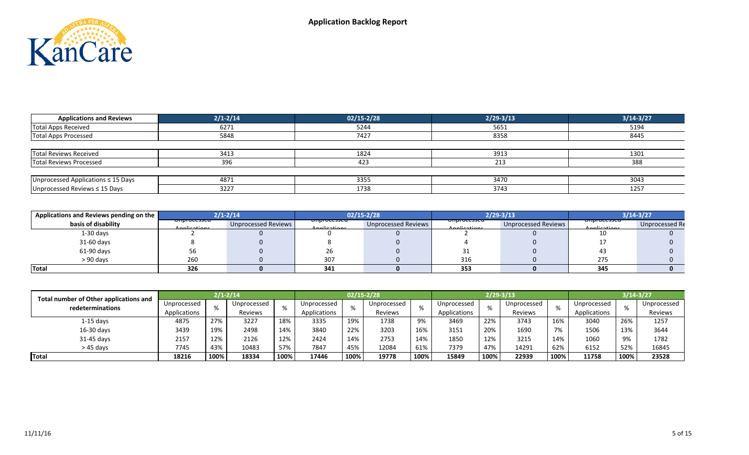# Application Backlog Report

| Applications and Reviews | 2/1-2/14 | 02/15-2/28 | 2/29-3/13 | 3/14-3/27 |
|---|---|---|---|---|
| Total Apps Received | 6271 | 5244 | 5651 | 5194 |
| Total Apps Processed | 5848 | 7427 | 8358 | 8445 |
| | | | | |
| Total Reviews Received | 3413 | 1824 | 3913 | 1301 |
| Total Reviews Processed | 396 | 423 | 213 | 388 |
| | | | | |
| Unprocessed Applications ≤ 15 Days | 4871 | 3355 | 3470 | 3043 |
| Unprocessed Reviews ≤ 15 Days | 3227 | 1738 | 3743 | 1257 |

| Applications and Reviews pending on the basis of disability | 2/1-2/14 | | 02/15-2/28 | | 2/29-3/13 | | 3/14-3/27 | |
|---|---|---|---|---|---|---|---|---|
| | Unprocessed Applications | Unprocessed Reviews | Unprocessed Applications | Unprocessed Reviews | Unprocessed Applications | Unprocessed Reviews | Unprocessed Applications | Unprocessed Re |
| 1-30 days | 2 | 0 | 0 | 0 | 2 | 0 | 10 | 0 |
| 31-60 days | 8 | 0 | 8 | 0 | 4 | 0 | 17 | 0 |
| 61-90 days | 56 | 0 | 26 | 0 | 31 | 0 | 43 | 0 |
| > 90 days | 260 | 0 | 307 | 0 | 316 | 0 | 275 | 0 |
| **Total** | **326** | **0** | **341** | **0** | **353** | **0** | **345** | **0** |

| Total number of Other applications and redeterminations | 2/1-2/14 | | | | 02/15-2/28 | | | | 2/29-3/13 | | | | 3/14-3/27 | | |
|---|---|---|---|---|---|---|---|---|---|---|---|---|---|---|---|
| | Unprocessed Applications | % | Unprocessed Reviews | % | Unprocessed Applications | % | Unprocessed Reviews | % | Unprocessed Applications | % | Unprocessed Reviews | % | Unprocessed Applications | % | Unprocessed Reviews |
| 1-15 days | 4875 | 27% | 3227 | 18% | 3335 | 19% | 1738 | 9% | 3469 | 22% | 3743 | 16% | 3040 | 26% | 1257 |
| 16-30 days | 3439 | 19% | 2498 | 14% | 3840 | 22% | 3203 | 16% | 3151 | 20% | 1690 | 7% | 1506 | 13% | 3644 |
| 31-45 days | 2157 | 12% | 2126 | 12% | 2424 | 14% | 2753 | 14% | 1850 | 12% | 3215 | 14% | 1060 | 9% | 1782 |
| > 45 days | 7745 | 43% | 10483 | 57% | 7847 | 45% | 12084 | 61% | 7379 | 47% | 14291 | 62% | 6152 | 52% | 16845 |
| **Total** | **18216** | **100%** | **18334** | **100%** | **17446** | **100%** | **19778** | **100%** | **15849** | **100%** | **22939** | **100%** | **11758** | **100%** | **23528** |

11/11/16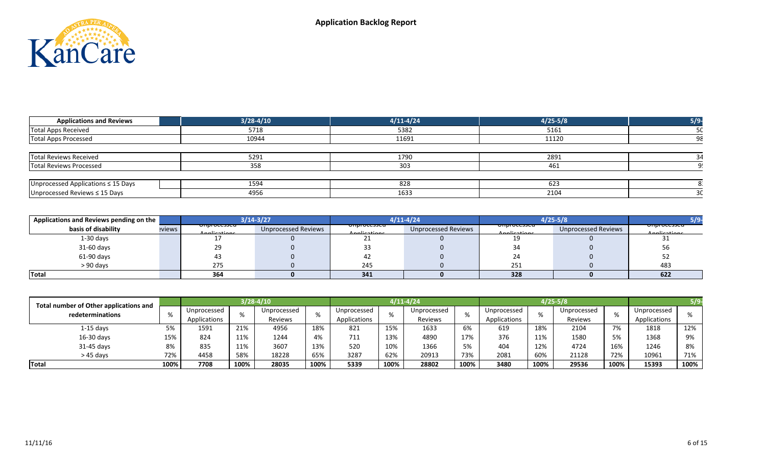# Application Backlog Report

| Applications and Reviews | | 3/28-4/10 | 4/11-4/24 | 4/25-5/8 | 5/9- |
|---|---|---|---|---|---|
| Total Apps Received | | 5718 | 5382 | 5161 | 50 |
| Total Apps Processed | | 10944 | 11691 | 11120 | 98 |
| | | | | | |
| Total Reviews Received | | 5291 | 1790 | 2891 | 34 |
| Total Reviews Processed | | 358 | 303 | 461 | 9 |
| | | | | | |
| Unprocessed Applications ≤ 15 Days | | 1594 | 828 | 623 | 8 |
| Unprocessed Reviews ≤ 15 Days | | 4956 | 1633 | 2104 | 30 |

| Applications and Reviews pending on the basis of disability | eviews | 3/14-3/27 | | 4/11-4/24 | | 4/25-5/8 | | 5/9- |
|---|---|---|---|---|---|---|---|---|
| | | Unprocessed Applications | Unprocessed Reviews | Unprocessed Applications | Unprocessed Reviews | Unprocessed Applications | Unprocessed Reviews | Unprocessed Applications |
| 1-30 days | | 17 | 0 | 21 | 0 | 19 | 0 | 31 |
| 31-60 days | | 29 | 0 | 33 | 0 | 34 | 0 | 56 |
| 61-90 days | | 43 | 0 | 42 | 0 | 24 | 0 | 52 |
| > 90 days | | 275 | 0 | 245 | 0 | 251 | 0 | 483 |
| **Total** | | **364** | **0** | **341** | **0** | **328** | **0** | **622** |

| Total number of Other applications and redeterminations | | 3/28-4/10 | | | | 4/11-4/24 | | | | 4/25-5/8 | | | | 5/9- | |
|---|---|---|---|---|---|---|---|---|---|---|---|---|---|---|---|
| | % | Unprocessed Applications | % | Unprocessed Reviews | % | Unprocessed Applications | % | Unprocessed Reviews | % | Unprocessed Applications | % | Unprocessed Reviews | % | Unprocessed Applications | % |
| 1-15 days | 5% | 1591 | 21% | 4956 | 18% | 821 | 15% | 1633 | 6% | 619 | 18% | 2104 | 7% | 1818 | 12% |
| 16-30 days | 15% | 824 | 11% | 1244 | 4% | 711 | 13% | 4890 | 17% | 376 | 11% | 1580 | 5% | 1368 | 9% |
| 31-45 days | 8% | 835 | 11% | 3607 | 13% | 520 | 10% | 1366 | 5% | 404 | 12% | 4724 | 16% | 1246 | 8% |
| > 45 days | 72% | 4458 | 58% | 18228 | 65% | 3287 | 62% | 20913 | 73% | 2081 | 60% | 21128 | 72% | 10961 | 71% |
| **Total** | **100%** | **7708** | **100%** | **28035** | **100%** | **5339** | **100%** | **28802** | **100%** | **3480** | **100%** | **29536** | **100%** | **15393** | **100%** |

11/11/16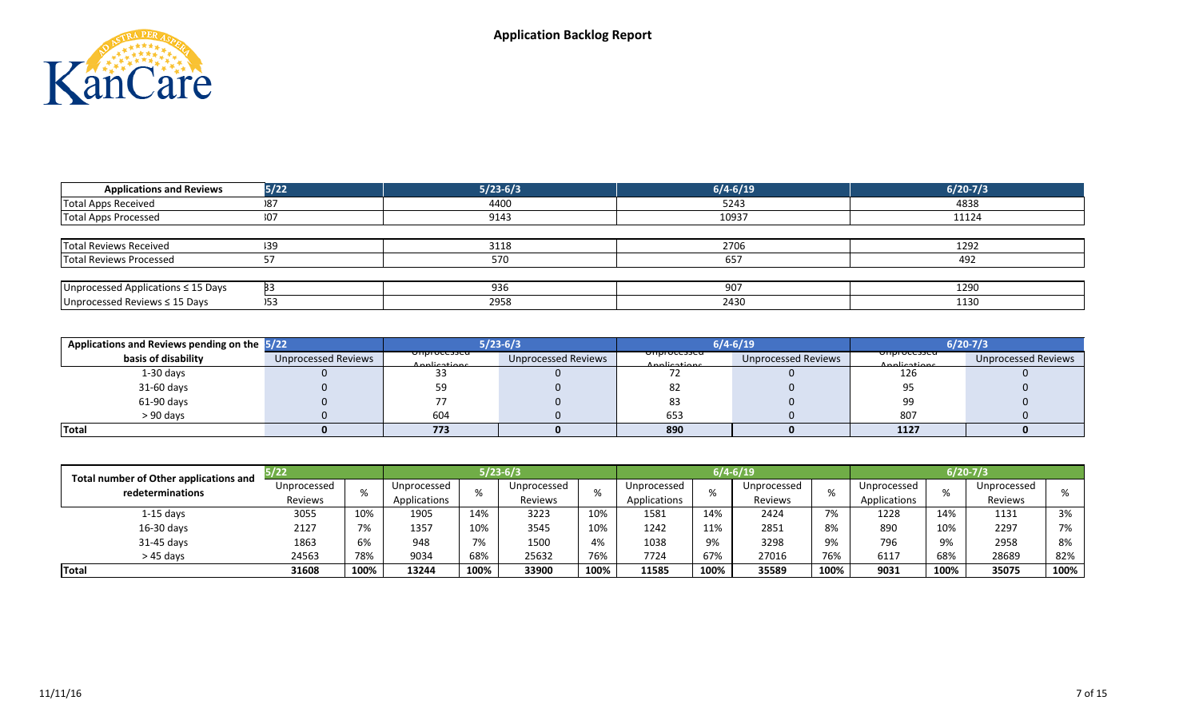# Application Backlog Report

| Applications and Reviews | 5/22 | 5/23-6/3 | 6/4-6/19 | 6/20-7/3 |
|---|---|---|---|---|
| Total Apps Received | )87 | 4400 | 5243 | 4838 |
| Total Apps Processed | 307 | 9143 | 10937 | 11124 |
| | | | | |
| Total Reviews Received | 139 | 3118 | 2706 | 1292 |
| Total Reviews Processed | 57 | 570 | 657 | 492 |
| | | | | |
| Unprocessed Applications ≤ 15 Days | 33 | 936 | 907 | 1290 |
| Unprocessed Reviews ≤ 15 Days | )53 | 2958 | 2430 | 1130 |

| Applications and Reviews pending on the basis of disability | 5/22 | 5/23-6/3 | | 6/4-6/19 | | 6/20-7/3 | |
|---|---|---|---|---|---|---|---|
| | Unprocessed Reviews | Unprocessed Applications | Unprocessed Reviews | Unprocessed Applications | Unprocessed Reviews | Unprocessed Applications | Unprocessed Reviews |
| 1-30 days | 0 | 33 | 0 | 72 | 0 | 126 | 0 |
| 31-60 days | 0 | 59 | 0 | 82 | 0 | 95 | 0 |
| 61-90 days | 0 | 77 | 0 | 83 | 0 | 99 | 0 |
| > 90 days | 0 | 604 | 0 | 653 | 0 | 807 | 0 |
| **Total** | **0** | **773** | **0** | **890** | **0** | **1127** | **0** |

| Total number of Other applications and redeterminations | 5/22 | | 5/23-6/3 | | | | 6/4-6/19 | | | | 6/20-7/3 | | | |
|---|---|---|---|---|---|---|---|---|---|---|---|---|---|---|
| | Unprocessed Reviews | % | Unprocessed Applications | % | Unprocessed Reviews | % | Unprocessed Applications | % | Unprocessed Reviews | % | Unprocessed Applications | % | Unprocessed Reviews | % |
| 1-15 days | 3055 | 10% | 1905 | 14% | 3223 | 10% | 1581 | 14% | 2424 | 7% | 1228 | 14% | 1131 | 3% |
| 16-30 days | 2127 | 7% | 1357 | 10% | 3545 | 10% | 1242 | 11% | 2851 | 8% | 890 | 10% | 2297 | 7% |
| 31-45 days | 1863 | 6% | 948 | 7% | 1500 | 4% | 1038 | 9% | 3298 | 9% | 796 | 9% | 2958 | 8% |
| > 45 days | 24563 | 78% | 9034 | 68% | 25632 | 76% | 7724 | 67% | 27016 | 76% | 6117 | 68% | 28689 | 82% |
| **Total** | **31608** | **100%** | **13244** | **100%** | **33900** | **100%** | **11585** | **100%** | **35589** | **100%** | **9031** | **100%** | **35075** | **100%** |

11/11/16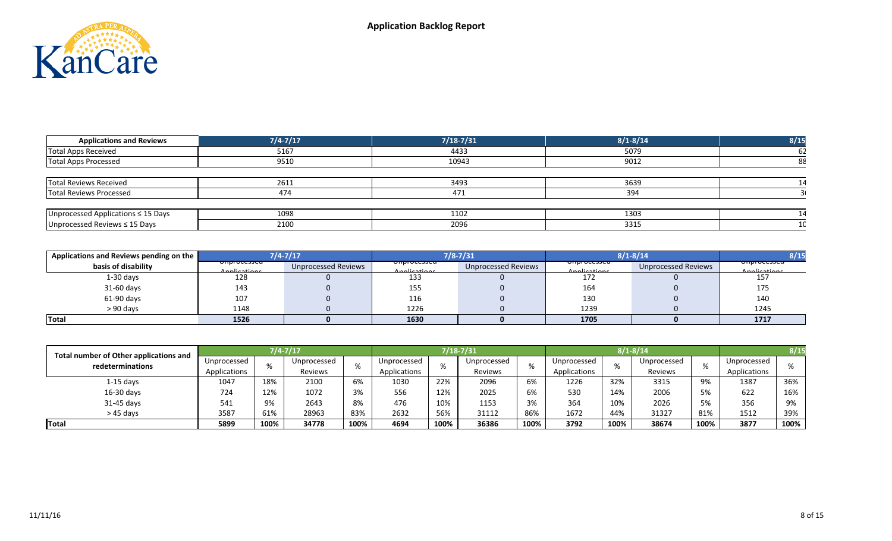# Application Backlog Report

| Applications and Reviews | 7/4-7/17 | 7/18-7/31 | 8/1-8/14 | 8/15 |
|---|---|---|---|---|
| Total Apps Received | 5167 | 4433 | 5079 | 62 |
| Total Apps Processed | 9510 | 10943 | 9012 | 88 |
| | | | | |
| Total Reviews Received | 2611 | 3493 | 3639 | 14 |
| Total Reviews Processed | 474 | 471 | 394 | 3 |
| | | | | |
| Unprocessed Applications ≤ 15 Days | 1098 | 1102 | 1303 | 14 |
| Unprocessed Reviews ≤ 15 Days | 2100 | 2096 | 3315 | 10 |

| Applications and Reviews pending on the basis of disability | 7/4-7/17 | | 7/8-7/31 | | 8/1-8/14 | | 8/15 |
|---|---|---|---|---|---|---|---|
| | Unprocessed Applications | Unprocessed Reviews | Unprocessed Applications | Unprocessed Reviews | Unprocessed Applications | Unprocessed Reviews | Unprocessed Applications |
| 1-30 days | 128 | 0 | 133 | 0 | 172 | 0 | 157 |
| 31-60 days | 143 | 0 | 155 | 0 | 164 | 0 | 175 |
| 61-90 days | 107 | 0 | 116 | 0 | 130 | 0 | 140 |
| > 90 days | 1148 | 0 | 1226 | 0 | 1239 | 0 | 1245 |
| **Total** | **1526** | **0** | **1630** | **0** | **1705** | **0** | **1717** |

| Total number of Other applications and redeterminations | 7/4-7/17 | | | | 7/18-7/31 | | | | 8/1-8/14 | | | | 8/15 | |
|---|---|---|---|---|---|---|---|---|---|---|---|---|---|---|
| | Unprocessed Applications | % | Unprocessed Reviews | % | Unprocessed Applications | % | Unprocessed Reviews | % | Unprocessed Applications | % | Unprocessed Reviews | % | Unprocessed Applications | % |
| 1-15 days | 1047 | 18% | 2100 | 6% | 1030 | 22% | 2096 | 6% | 1226 | 32% | 3315 | 9% | 1387 | 36% |
| 16-30 days | 724 | 12% | 1072 | 3% | 556 | 12% | 2025 | 6% | 530 | 14% | 2006 | 5% | 622 | 16% |
| 31-45 days | 541 | 9% | 2643 | 8% | 476 | 10% | 1153 | 3% | 364 | 10% | 2026 | 5% | 356 | 9% |
| > 45 days | 3587 | 61% | 28963 | 83% | 2632 | 56% | 31112 | 86% | 1672 | 44% | 31327 | 81% | 1512 | 39% |
| **Total** | **5899** | **100%** | **34778** | **100%** | **4694** | **100%** | **36386** | **100%** | **3792** | **100%** | **38674** | **100%** | **3877** | **100%** |

11/11/16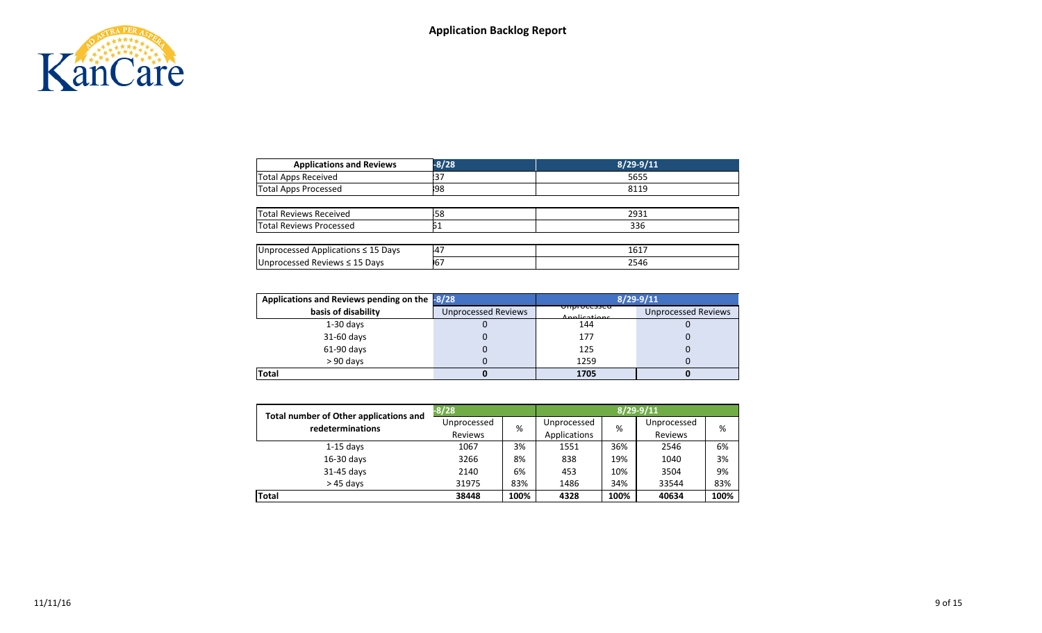# Application Backlog Report

| Applications and Reviews | -8/28 | 8/29-9/11 |
|---|---|---|
| Total Apps Received | 37 | 5655 |
| Total Apps Processed | 98 | 8119 |
| | | |
| Total Reviews Received | 58 | 2931 |
| Total Reviews Processed | 51 | 336 |
| | | |
| Unprocessed Applications ≤ 15 Days | 47 | 1617 |
| Unprocessed Reviews ≤ 15 Days | 67 | 2546 |

| Applications and Reviews pending on the basis of disability | -8/28 | 8/29-9/11 | |
|---|---|---|---|
| | Unprocessed Reviews | Unprocessed Applications | Unprocessed Reviews |
| 1-30 days | 0 | 144 | 0 |
| 31-60 days | 0 | 177 | 0 |
| 61-90 days | 0 | 125 | 0 |
| > 90 days | 0 | 1259 | 0 |
| **Total** | **0** | **1705** | **0** |

| Total number of Other applications and redeterminations | -8/28 | | 8/29-9/11 | | | |
|---|---|---|---|---|---|---|
| | Unprocessed Reviews | % | Unprocessed Applications | % | Unprocessed Reviews | % |
| 1-15 days | 1067 | 3% | 1551 | 36% | 2546 | 6% |
| 16-30 days | 3266 | 8% | 838 | 19% | 1040 | 3% |
| 31-45 days | 2140 | 6% | 453 | 10% | 3504 | 9% |
| > 45 days | 31975 | 83% | 1486 | 34% | 33544 | 83% |
| **Total** | **38448** | **100%** | **4328** | **100%** | **40634** | **100%** |

11/11/16